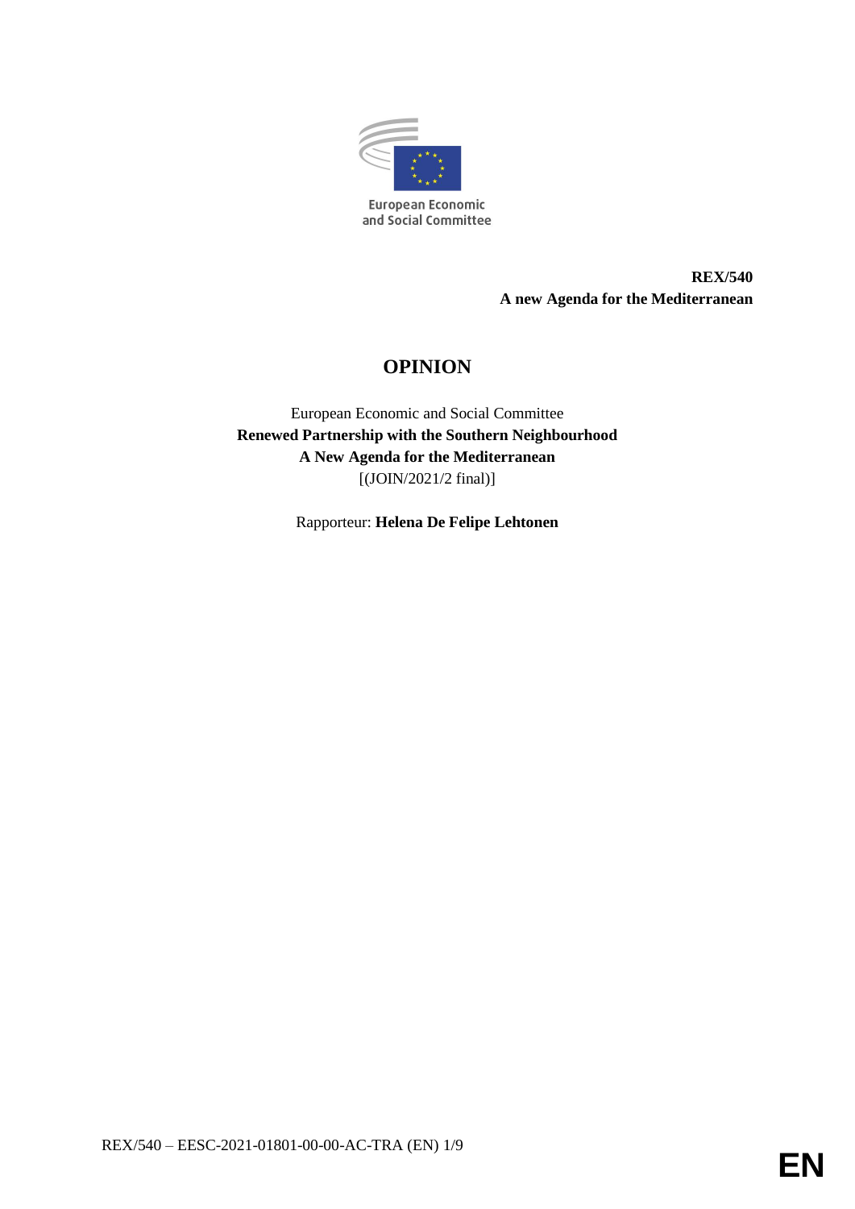European Economic and Social Committee

**REX/540**
**A new Agenda for the Mediterranean**

# OPINION

European Economic and Social Committee
**Renewed Partnership with the Southern Neighbourhood**
**A New Agenda for the Mediterranean**
[(JOIN/2021/2 final)]

Rapporteur: **Helena De Felipe Lehtonen**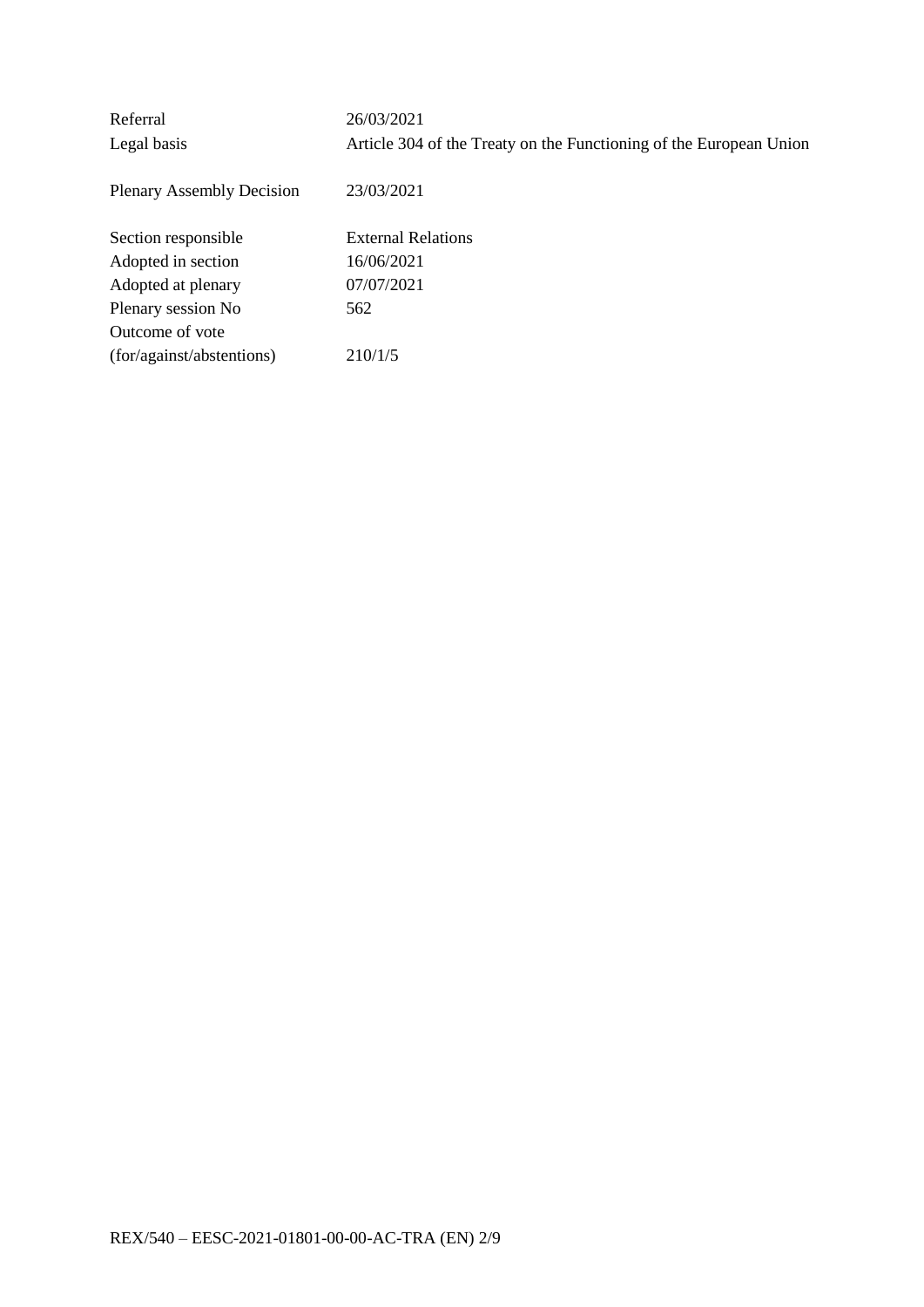| | |
|---|---|
| Referral | 26/03/2021 |
| Legal basis | Article 304 of the Treaty on the Functioning of the European Union |
| Plenary Assembly Decision | 23/03/2021 |
| Section responsible | External Relations |
| Adopted in section | 16/06/2021 |
| Adopted at plenary | 07/07/2021 |
| Plenary session No | 562 |
| Outcome of vote (for/against/abstentions) | 210/1/5 |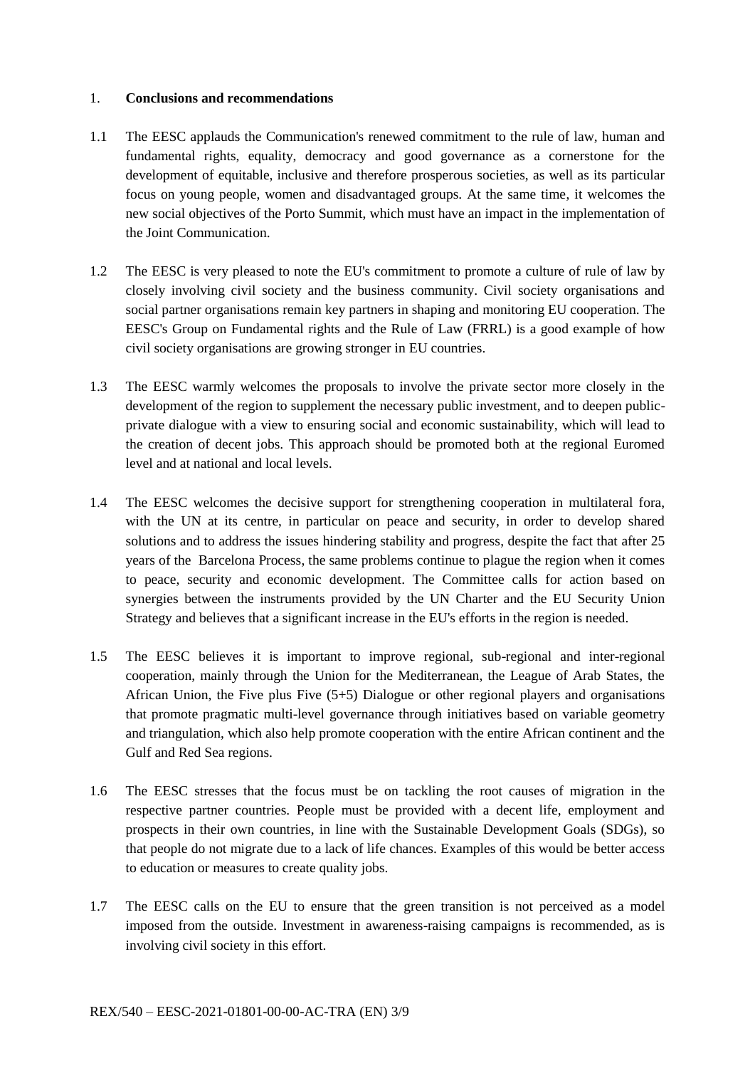## 1. **Conclusions and recommendations**

1.1 The EESC applauds the Communication's renewed commitment to the rule of law, human and fundamental rights, equality, democracy and good governance as a cornerstone for the development of equitable, inclusive and therefore prosperous societies, as well as its particular focus on young people, women and disadvantaged groups. At the same time, it welcomes the new social objectives of the Porto Summit, which must have an impact in the implementation of the Joint Communication.

1.2 The EESC is very pleased to note the EU's commitment to promote a culture of rule of law by closely involving civil society and the business community. Civil society organisations and social partner organisations remain key partners in shaping and monitoring EU cooperation. The EESC's Group on Fundamental rights and the Rule of Law (FRRL) is a good example of how civil society organisations are growing stronger in EU countries.

1.3 The EESC warmly welcomes the proposals to involve the private sector more closely in the development of the region to supplement the necessary public investment, and to deepen public-private dialogue with a view to ensuring social and economic sustainability, which will lead to the creation of decent jobs. This approach should be promoted both at the regional Euromed level and at national and local levels.

1.4 The EESC welcomes the decisive support for strengthening cooperation in multilateral fora, with the UN at its centre, in particular on peace and security, in order to develop shared solutions and to address the issues hindering stability and progress, despite the fact that after 25 years of the Barcelona Process, the same problems continue to plague the region when it comes to peace, security and economic development. The Committee calls for action based on synergies between the instruments provided by the UN Charter and the EU Security Union Strategy and believes that a significant increase in the EU's efforts in the region is needed.

1.5 The EESC believes it is important to improve regional, sub-regional and inter-regional cooperation, mainly through the Union for the Mediterranean, the League of Arab States, the African Union, the Five plus Five (5+5) Dialogue or other regional players and organisations that promote pragmatic multi-level governance through initiatives based on variable geometry and triangulation, which also help promote cooperation with the entire African continent and the Gulf and Red Sea regions.

1.6 The EESC stresses that the focus must be on tackling the root causes of migration in the respective partner countries. People must be provided with a decent life, employment and prospects in their own countries, in line with the Sustainable Development Goals (SDGs), so that people do not migrate due to a lack of life chances. Examples of this would be better access to education or measures to create quality jobs.

1.7 The EESC calls on the EU to ensure that the green transition is not perceived as a model imposed from the outside. Investment in awareness-raising campaigns is recommended, as is involving civil society in this effort.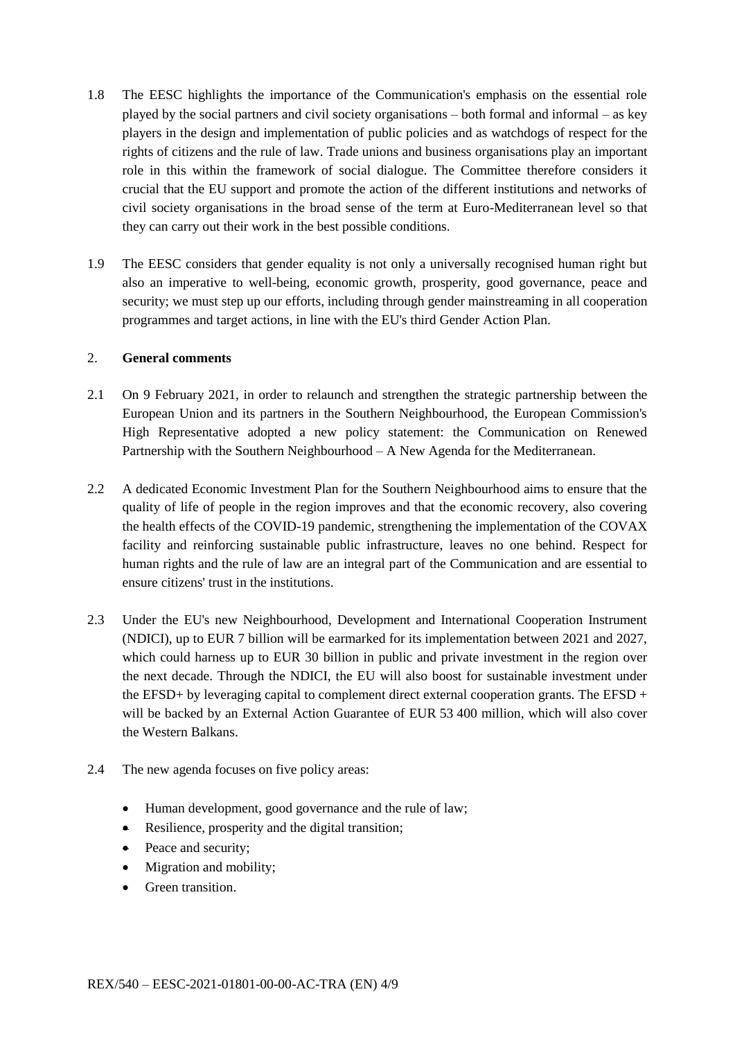1.8 The EESC highlights the importance of the Communication's emphasis on the essential role played by the social partners and civil society organisations – both formal and informal – as key players in the design and implementation of public policies and as watchdogs of respect for the rights of citizens and the rule of law. Trade unions and business organisations play an important role in this within the framework of social dialogue. The Committee therefore considers it crucial that the EU support and promote the action of the different institutions and networks of civil society organisations in the broad sense of the term at Euro-Mediterranean level so that they can carry out their work in the best possible conditions.

1.9 The EESC considers that gender equality is not only a universally recognised human right but also an imperative to well-being, economic growth, prosperity, good governance, peace and security; we must step up our efforts, including through gender mainstreaming in all cooperation programmes and target actions, in line with the EU's third Gender Action Plan.

## 2. **General comments**

2.1 On 9 February 2021, in order to relaunch and strengthen the strategic partnership between the European Union and its partners in the Southern Neighbourhood, the European Commission's High Representative adopted a new policy statement: the Communication on Renewed Partnership with the Southern Neighbourhood – A New Agenda for the Mediterranean.

2.2 A dedicated Economic Investment Plan for the Southern Neighbourhood aims to ensure that the quality of life of people in the region improves and that the economic recovery, also covering the health effects of the COVID-19 pandemic, strengthening the implementation of the COVAX facility and reinforcing sustainable public infrastructure, leaves no one behind. Respect for human rights and the rule of law are an integral part of the Communication and are essential to ensure citizens' trust in the institutions.

2.3 Under the EU's new Neighbourhood, Development and International Cooperation Instrument (NDICI), up to EUR 7 billion will be earmarked for its implementation between 2021 and 2027, which could harness up to EUR 30 billion in public and private investment in the region over the next decade. Through the NDICI, the EU will also boost for sustainable investment under the EFSD+ by leveraging capital to complement direct external cooperation grants. The EFSD + will be backed by an External Action Guarantee of EUR 53 400 million, which will also cover the Western Balkans.

2.4 The new agenda focuses on five policy areas:

- Human development, good governance and the rule of law;
- Resilience, prosperity and the digital transition;
- Peace and security;
- Migration and mobility;
- Green transition.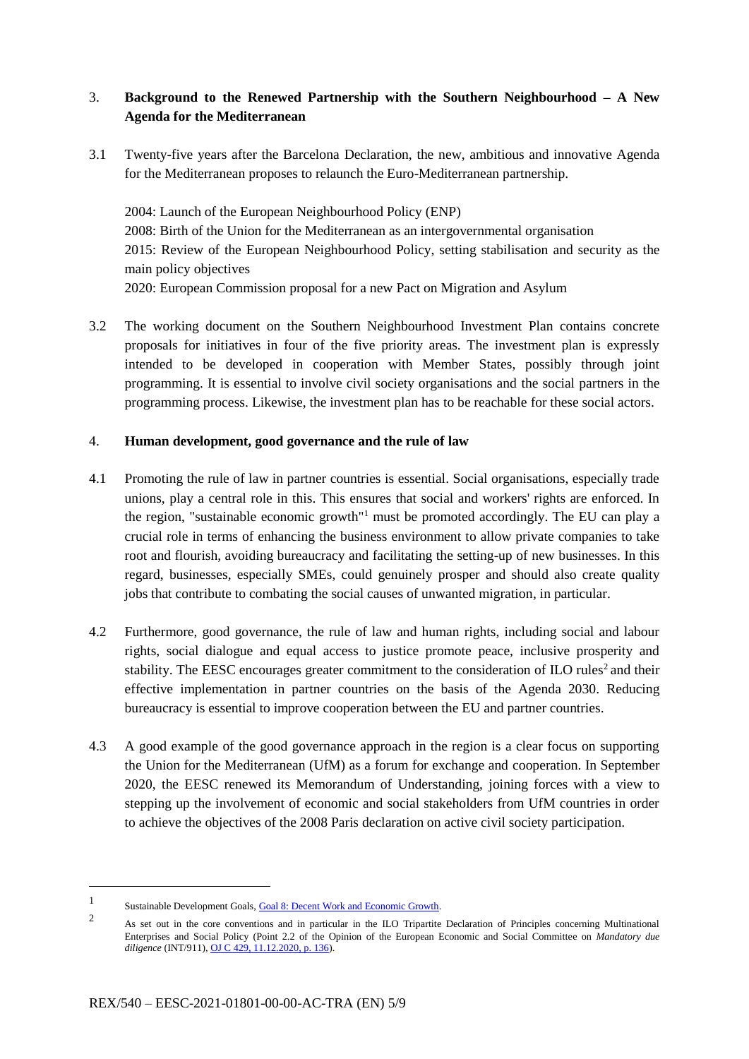## 3. Background to the Renewed Partnership with the Southern Neighbourhood – A New Agenda for the Mediterranean

3.1 Twenty-five years after the Barcelona Declaration, the new, ambitious and innovative Agenda for the Mediterranean proposes to relaunch the Euro-Mediterranean partnership.

2004: Launch of the European Neighbourhood Policy (ENP)
2008: Birth of the Union for the Mediterranean as an intergovernmental organisation
2015: Review of the European Neighbourhood Policy, setting stabilisation and security as the main policy objectives
2020: European Commission proposal for a new Pact on Migration and Asylum

3.2 The working document on the Southern Neighbourhood Investment Plan contains concrete proposals for initiatives in four of the five priority areas. The investment plan is expressly intended to be developed in cooperation with Member States, possibly through joint programming. It is essential to involve civil society organisations and the social partners in the programming process. Likewise, the investment plan has to be reachable for these social actors.

## 4. Human development, good governance and the rule of law

4.1 Promoting the rule of law in partner countries is essential. Social organisations, especially trade unions, play a central role in this. This ensures that social and workers' rights are enforced. In the region, "sustainable economic growth"[1] must be promoted accordingly. The EU can play a crucial role in terms of enhancing the business environment to allow private companies to take root and flourish, avoiding bureaucracy and facilitating the setting-up of new businesses. In this regard, businesses, especially SMEs, could genuinely prosper and should also create quality jobs that contribute to combating the social causes of unwanted migration, in particular.

4.2 Furthermore, good governance, the rule of law and human rights, including social and labour rights, social dialogue and equal access to justice promote peace, inclusive prosperity and stability. The EESC encourages greater commitment to the consideration of ILO rules[2] and their effective implementation in partner countries on the basis of the Agenda 2030. Reducing bureaucracy is essential to improve cooperation between the EU and partner countries.

4.3 A good example of the good governance approach in the region is a clear focus on supporting the Union for the Mediterranean (UfM) as a forum for exchange and cooperation. In September 2020, the EESC renewed its Memorandum of Understanding, joining forces with a view to stepping up the involvement of economic and social stakeholders from UfM countries in order to achieve the objectives of the 2008 Paris declaration on active civil society participation.

---

[1] Sustainable Development Goals, Goal 8: Decent Work and Economic Growth.

[2] As set out in the core conventions and in particular in the ILO Tripartite Declaration of Principles concerning Multinational Enterprises and Social Policy (Point 2.2 of the Opinion of the European Economic and Social Committee on *Mandatory due diligence* (INT/911), OJ C 429, 11.12.2020, p. 136).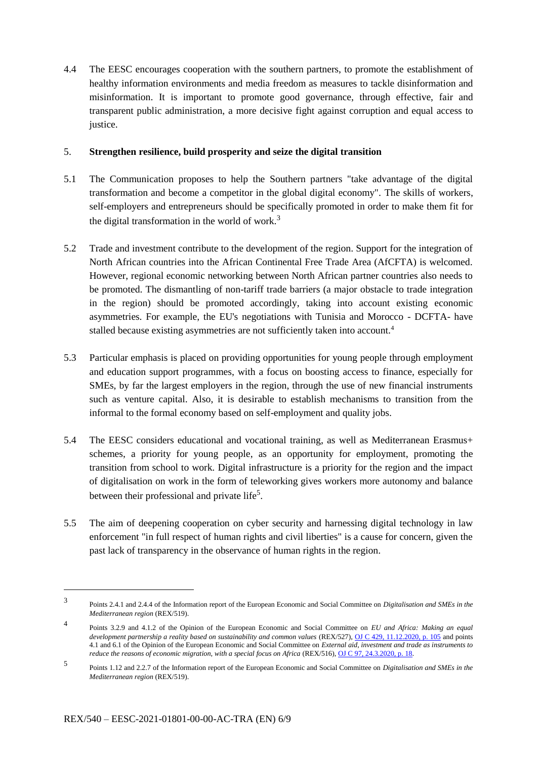4.4 The EESC encourages cooperation with the southern partners, to promote the establishment of healthy information environments and media freedom as measures to tackle disinformation and misinformation. It is important to promote good governance, through effective, fair and transparent public administration, a more decisive fight against corruption and equal access to justice.

## 5. Strengthen resilience, build prosperity and seize the digital transition

5.1 The Communication proposes to help the Southern partners "take advantage of the digital transformation and become a competitor in the global digital economy". The skills of workers, self-employers and entrepreneurs should be specifically promoted in order to make them fit for the digital transformation in the world of work.[3]

5.2 Trade and investment contribute to the development of the region. Support for the integration of North African countries into the African Continental Free Trade Area (AfCFTA) is welcomed. However, regional economic networking between North African partner countries also needs to be promoted. The dismantling of non-tariff trade barriers (a major obstacle to trade integration in the region) should be promoted accordingly, taking into account existing economic asymmetries. For example, the EU's negotiations with Tunisia and Morocco - DCFTA- have stalled because existing asymmetries are not sufficiently taken into account.[4]

5.3 Particular emphasis is placed on providing opportunities for young people through employment and education support programmes, with a focus on boosting access to finance, especially for SMEs, by far the largest employers in the region, through the use of new financial instruments such as venture capital. Also, it is desirable to establish mechanisms to transition from the informal to the formal economy based on self-employment and quality jobs.

5.4 The EESC considers educational and vocational training, as well as Mediterranean Erasmus+ schemes, a priority for young people, as an opportunity for employment, promoting the transition from school to work. Digital infrastructure is a priority for the region and the impact of digitalisation on work in the form of teleworking gives workers more autonomy and balance between their professional and private life[5].

5.5 The aim of deepening cooperation on cyber security and harnessing digital technology in law enforcement "in full respect of human rights and civil liberties" is a cause for concern, given the past lack of transparency in the observance of human rights in the region.

---

[3] Points 2.4.1 and 2.4.4 of the Information report of the European Economic and Social Committee on *Digitalisation and SMEs in the Mediterranean region* (REX/519).

[4] Points 3.2.9 and 4.1.2 of the Opinion of the European Economic and Social Committee on *EU and Africa: Making an equal development partnership a reality based on sustainability and common values* (REX/527), OJ C 429, 11.12.2020, p. 105 and points 4.1 and 6.1 of the Opinion of the European Economic and Social Committee on *External aid, investment and trade as instruments to reduce the reasons of economic migration, with a special focus on Africa* (REX/516), OJ C 97, 24.3.2020, p. 18.

[5] Points 1.12 and 2.2.7 of the Information report of the European Economic and Social Committee on *Digitalisation and SMEs in the Mediterranean region* (REX/519).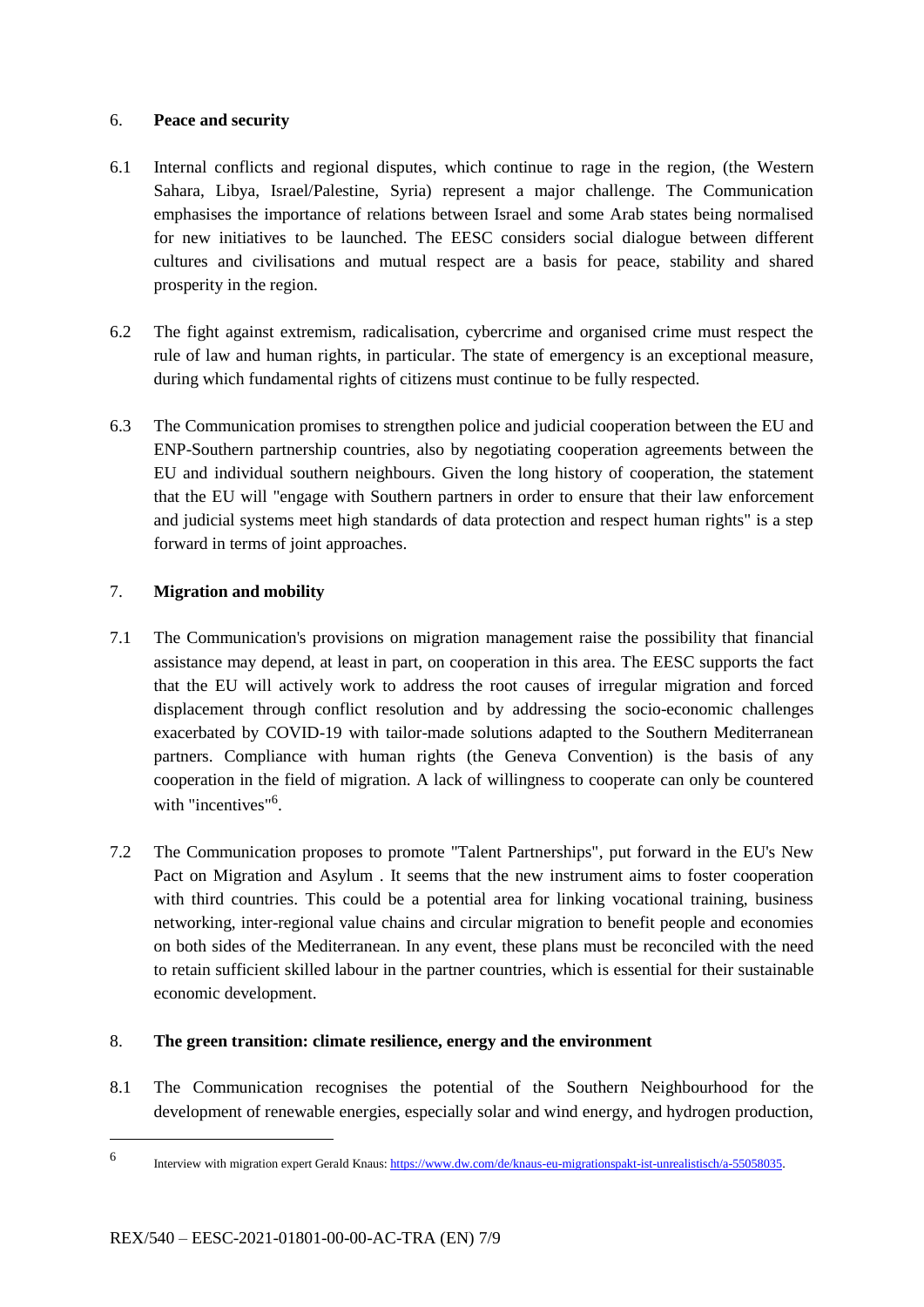## 6. Peace and security

6.1 Internal conflicts and regional disputes, which continue to rage in the region, (the Western Sahara, Libya, Israel/Palestine, Syria) represent a major challenge. The Communication emphasises the importance of relations between Israel and some Arab states being normalised for new initiatives to be launched. The EESC considers social dialogue between different cultures and civilisations and mutual respect are a basis for peace, stability and shared prosperity in the region.

6.2 The fight against extremism, radicalisation, cybercrime and organised crime must respect the rule of law and human rights, in particular. The state of emergency is an exceptional measure, during which fundamental rights of citizens must continue to be fully respected.

6.3 The Communication promises to strengthen police and judicial cooperation between the EU and ENP-Southern partnership countries, also by negotiating cooperation agreements between the EU and individual southern neighbours. Given the long history of cooperation, the statement that the EU will "engage with Southern partners in order to ensure that their law enforcement and judicial systems meet high standards of data protection and respect human rights" is a step forward in terms of joint approaches.

## 7. Migration and mobility

7.1 The Communication's provisions on migration management raise the possibility that financial assistance may depend, at least in part, on cooperation in this area. The EESC supports the fact that the EU will actively work to address the root causes of irregular migration and forced displacement through conflict resolution and by addressing the socio-economic challenges exacerbated by COVID-19 with tailor-made solutions adapted to the Southern Mediterranean partners. Compliance with human rights (the Geneva Convention) is the basis of any cooperation in the field of migration. A lack of willingness to cooperate can only be countered with "incentives"[6].

7.2 The Communication proposes to promote "Talent Partnerships", put forward in the EU's New Pact on Migration and Asylum . It seems that the new instrument aims to foster cooperation with third countries. This could be a potential area for linking vocational training, business networking, inter-regional value chains and circular migration to benefit people and economies on both sides of the Mediterranean. In any event, these plans must be reconciled with the need to retain sufficient skilled labour in the partner countries, which is essential for their sustainable economic development.

## 8. The green transition: climate resilience, energy and the environment

8.1 The Communication recognises the potential of the Southern Neighbourhood for the development of renewable energies, especially solar and wind energy, and hydrogen production,

---

[6] Interview with migration expert Gerald Knaus: https://www.dw.com/de/knaus-eu-migrationspakt-ist-unrealistisch/a-55058035.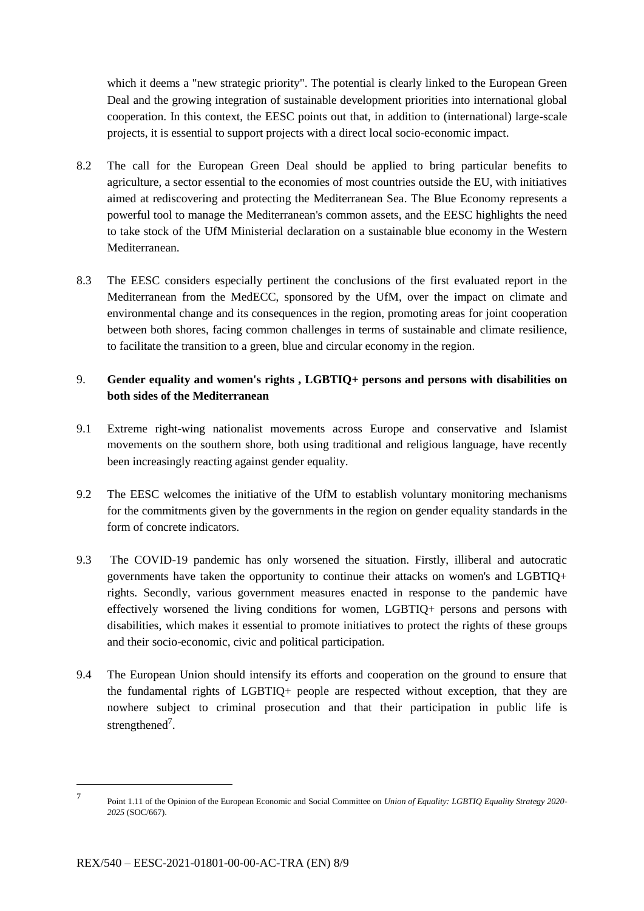which it deems a "new strategic priority". The potential is clearly linked to the European Green Deal and the growing integration of sustainable development priorities into international global cooperation. In this context, the EESC points out that, in addition to (international) large-scale projects, it is essential to support projects with a direct local socio-economic impact.

8.2 The call for the European Green Deal should be applied to bring particular benefits to agriculture, a sector essential to the economies of most countries outside the EU, with initiatives aimed at rediscovering and protecting the Mediterranean Sea. The Blue Economy represents a powerful tool to manage the Mediterranean's common assets, and the EESC highlights the need to take stock of the UfM Ministerial declaration on a sustainable blue economy in the Western Mediterranean.

8.3 The EESC considers especially pertinent the conclusions of the first evaluated report in the Mediterranean from the MedECC, sponsored by the UfM, over the impact on climate and environmental change and its consequences in the region, promoting areas for joint cooperation between both shores, facing common challenges in terms of sustainable and climate resilience, to facilitate the transition to a green, blue and circular economy in the region.

## 9. **Gender equality and women's rights , LGBTIQ+ persons and persons with disabilities on both sides of the Mediterranean**

9.1 Extreme right-wing nationalist movements across Europe and conservative and Islamist movements on the southern shore, both using traditional and religious language, have recently been increasingly reacting against gender equality.

9.2 The EESC welcomes the initiative of the UfM to establish voluntary monitoring mechanisms for the commitments given by the governments in the region on gender equality standards in the form of concrete indicators.

9.3 The COVID-19 pandemic has only worsened the situation. Firstly, illiberal and autocratic governments have taken the opportunity to continue their attacks on women's and LGBTIQ+ rights. Secondly, various government measures enacted in response to the pandemic have effectively worsened the living conditions for women, LGBTIQ+ persons and persons with disabilities, which makes it essential to promote initiatives to protect the rights of these groups and their socio-economic, civic and political participation.

9.4 The European Union should intensify its efforts and cooperation on the ground to ensure that the fundamental rights of LGBTIQ+ people are respected without exception, that they are nowhere subject to criminal prosecution and that their participation in public life is strengthened[7].

---

[7] Point 1.11 of the Opinion of the European Economic and Social Committee on *Union of Equality: LGBTIQ Equality Strategy 2020-2025* (SOC/667).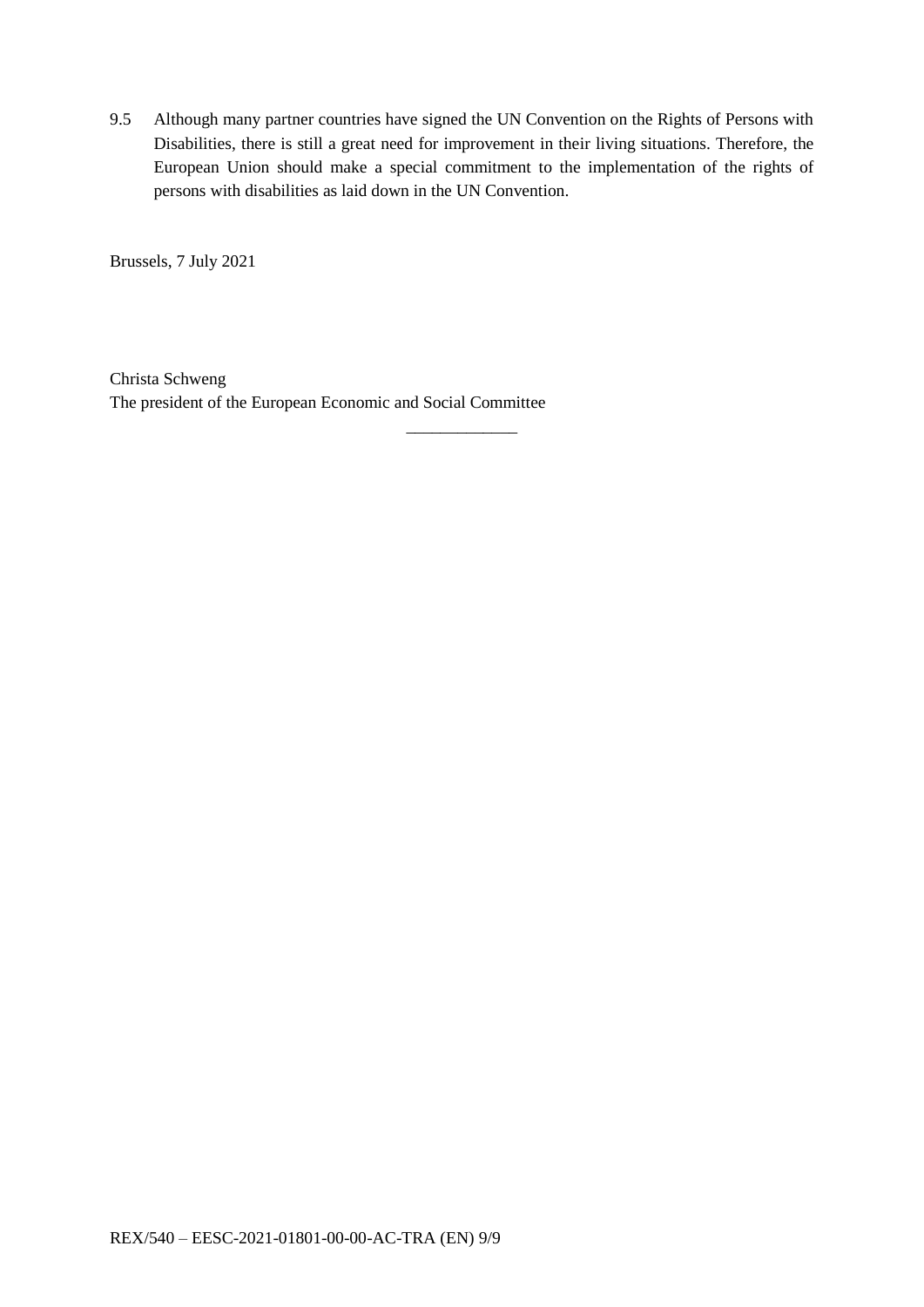9.5 Although many partner countries have signed the UN Convention on the Rights of Persons with Disabilities, there is still a great need for improvement in their living situations. Therefore, the European Union should make a special commitment to the implementation of the rights of persons with disabilities as laid down in the UN Convention.

Brussels, 7 July 2021

Christa Schweng
The president of the European Economic and Social Committee

_____________